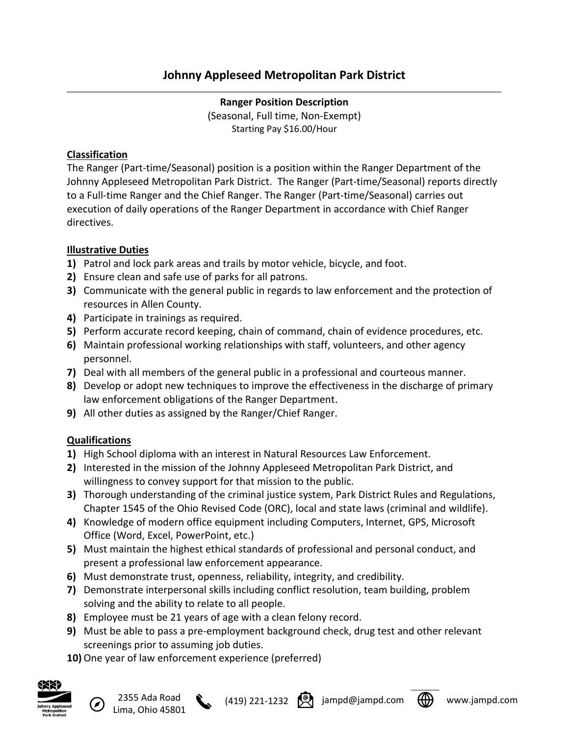# Johnny Appleseed Metropolitan Park District

**Ranger Position Description**

(Seasonal, Full time, Non-Exempt)

Starting Pay $16.00/Hour

## Classification

The Ranger (Part-time/Seasonal) position is a position within the Ranger Department of the Johnny Appleseed Metropolitan Park District. The Ranger (Part-time/Seasonal) reports directly to a Full-time Ranger and the Chief Ranger. The Ranger (Part-time/Seasonal) carries out execution of daily operations of the Ranger Department in accordance with Chief Ranger directives.

## Illustrative Duties

1) Patrol and lock park areas and trails by motor vehicle, bicycle, and foot.
2) Ensure clean and safe use of parks for all patrons.
3) Communicate with the general public in regards to law enforcement and the protection of resources in Allen County.
4) Participate in trainings as required.
5) Perform accurate record keeping, chain of command, chain of evidence procedures, etc.
6) Maintain professional working relationships with staff, volunteers, and other agency personnel.
7) Deal with all members of the general public in a professional and courteous manner.
8) Develop or adopt new techniques to improve the effectiveness in the discharge of primary law enforcement obligations of the Ranger Department.
9) All other duties as assigned by the Ranger/Chief Ranger.

## Qualifications

1) High School diploma with an interest in Natural Resources Law Enforcement.
2) Interested in the mission of the Johnny Appleseed Metropolitan Park District, and willingness to convey support for that mission to the public.
3) Thorough understanding of the criminal justice system, Park District Rules and Regulations, Chapter 1545 of the Ohio Revised Code (ORC), local and state laws (criminal and wildlife).
4) Knowledge of modern office equipment including Computers, Internet, GPS, Microsoft Office (Word, Excel, PowerPoint, etc.)
5) Must maintain the highest ethical standards of professional and personal conduct, and present a professional law enforcement appearance.
6) Must demonstrate trust, openness, reliability, integrity, and credibility.
7) Demonstrate interpersonal skills including conflict resolution, team building, problem solving and the ability to relate to all people.
8) Employee must be 21 years of age with a clean felony record.
9) Must be able to pass a pre-employment background check, drug test and other relevant screenings prior to assuming job duties.
10) One year of law enforcement experience (preferred)

2355 Ada Road Lima, Ohio 45801 | (419) 221-1232 | jampd@jampd.com | www.jampd.com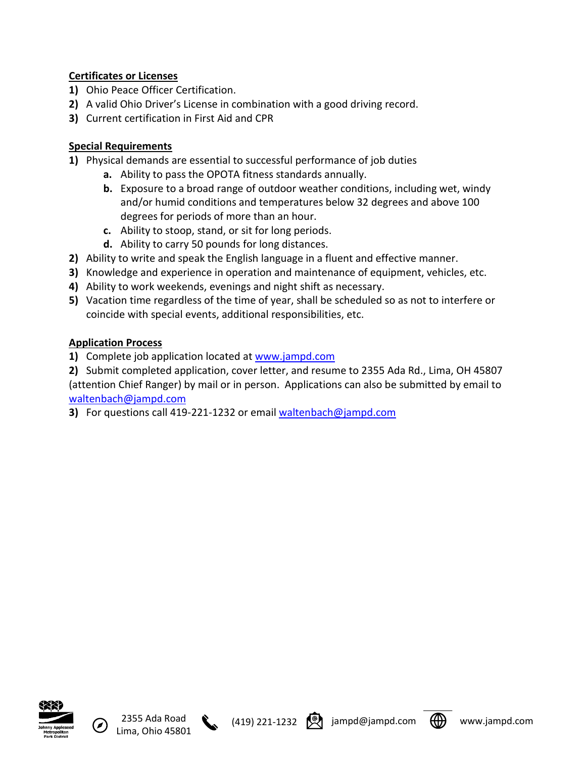**Certificates or Licenses**

1) Ohio Peace Officer Certification.
2) A valid Ohio Driver's License in combination with a good driving record.
3) Current certification in First Aid and CPR

**Special Requirements**

1) Physical demands are essential to successful performance of job duties
   a. Ability to pass the OPOTA fitness standards annually.
   b. Exposure to a broad range of outdoor weather conditions, including wet, windy and/or humid conditions and temperatures below 32 degrees and above 100 degrees for periods of more than an hour.
   c. Ability to stoop, stand, or sit for long periods.
   d. Ability to carry 50 pounds for long distances.
2) Ability to write and speak the English language in a fluent and effective manner.
3) Knowledge and experience in operation and maintenance of equipment, vehicles, etc.
4) Ability to work weekends, evenings and night shift as necessary.
5) Vacation time regardless of the time of year, shall be scheduled so as not to interfere or coincide with special events, additional responsibilities, etc.

**Application Process**

1) Complete job application located at www.jampd.com
2) Submit completed application, cover letter, and resume to 2355 Ada Rd., Lima, OH 45807 (attention Chief Ranger) by mail or in person. Applications can also be submitted by email to waltenbach@jampd.com
3) For questions call 419-221-1232 or email waltenbach@jampd.com